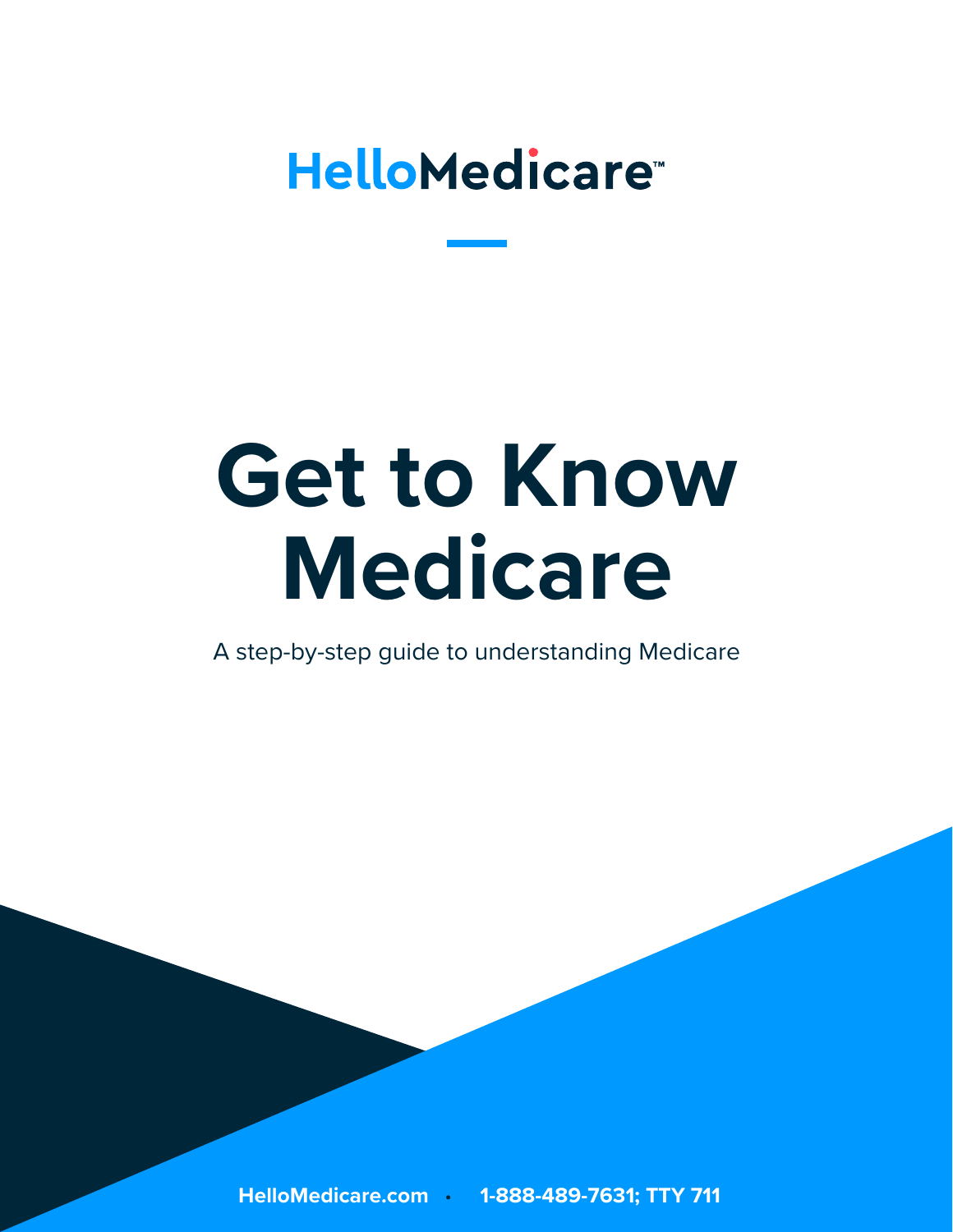HelloMedicare™

# Get to Know Medicare

A step-by-step guide to understanding Medicare

HelloMedicare.com • 1-888-489-7631; TTY 711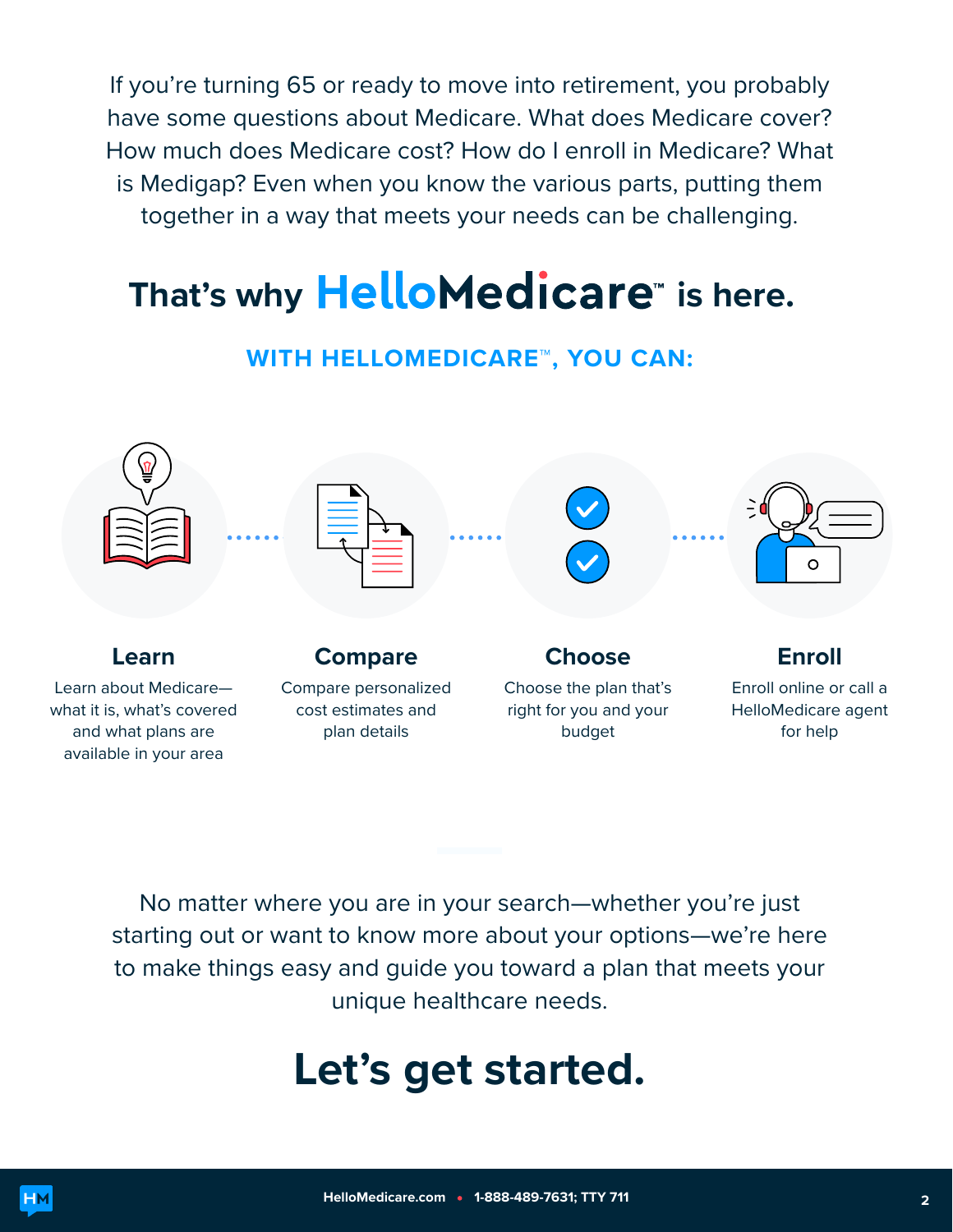If you're turning 65 or ready to move into retirement, you probably have some questions about Medicare. What does Medicare cover? How much does Medicare cost? How do I enroll in Medicare? What is Medigap? Even when you know the various parts, putting them together in a way that meets your needs can be challenging.

# That's why HelloMedicare™ is here.

## WITH HELLOMEDICARE™, YOU CAN:

### Learn

Learn about Medicare—what it is, what's covered and what plans are available in your area

### Compare

Compare personalized cost estimates and plan details

### Choose

Choose the plan that's right for you and your budget

### Enroll

Enroll online or call a HelloMedicare agent for help

No matter where you are in your search—whether you're just starting out or want to know more about your options—we're here to make things easy and guide you toward a plan that meets your unique healthcare needs.

# Let's get started.

HelloMedicare.com • 1-888-489-7631; TTY 711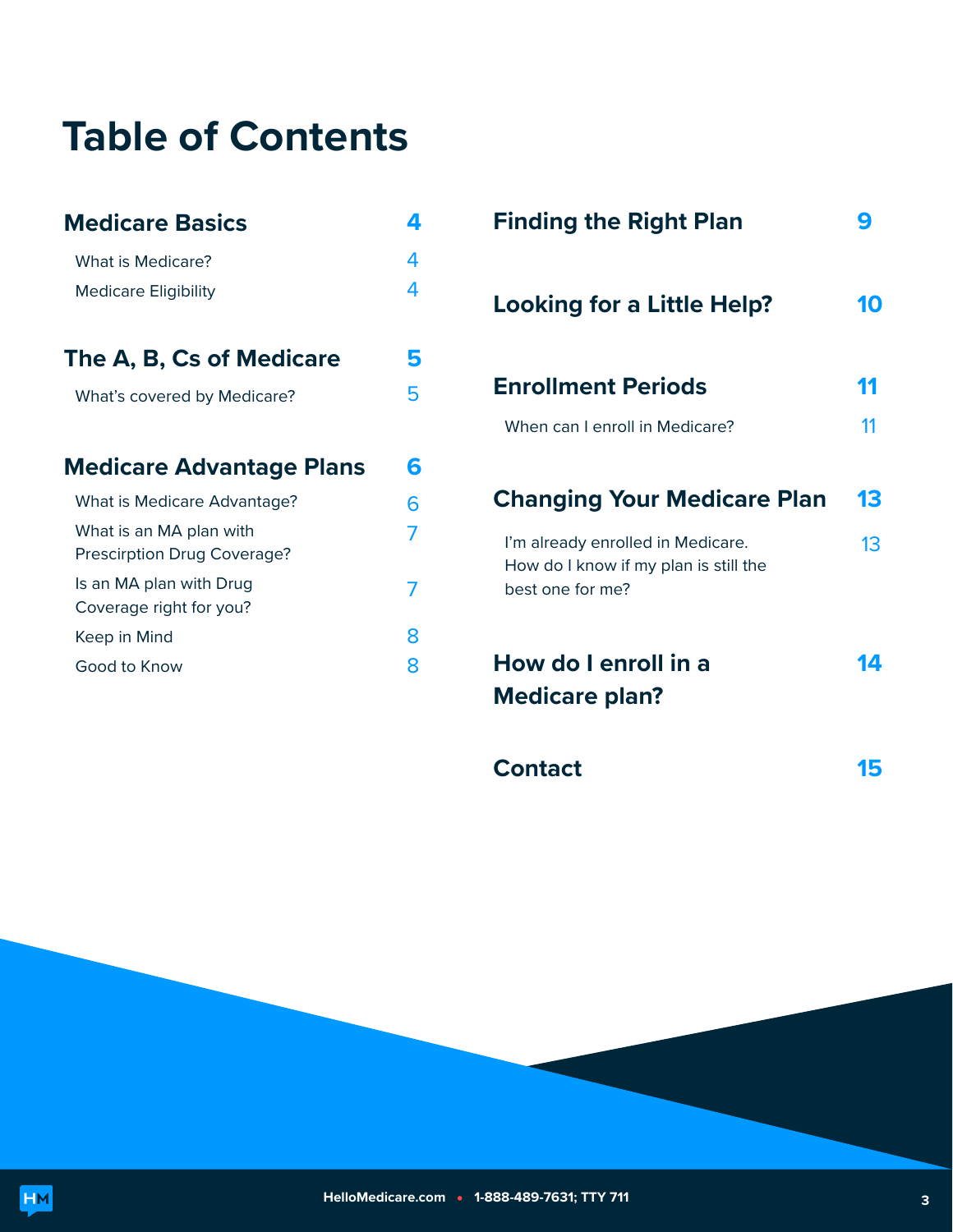# Table of Contents

| | |
|---|---|
| **Medicare Basics** | **4** |
| What is Medicare? | 4 |
| Medicare Eligibility | 4 |
| **The A, B, Cs of Medicare** | **5** |
| What's covered by Medicare? | 5 |
| **Medicare Advantage Plans** | **6** |
| What is Medicare Advantage? | 6 |
| What is an MA plan with Prescirption Drug Coverage? | 7 |
| Is an MA plan with Drug Coverage right for you? | 7 |
| Keep in Mind | 8 |
| Good to Know | 8 |
| **Finding the Right Plan** | **9** |
| **Looking for a Little Help?** | **10** |
| **Enrollment Periods** | **11** |
| When can I enroll in Medicare? | 11 |
| **Changing Your Medicare Plan** | **13** |
| I'm already enrolled in Medicare. How do I know if my plan is still the best one for me? | 13 |
| **How do I enroll in a Medicare plan?** | **14** |
| **Contact** | **15** |

HelloMedicare.com • 1-888-489-7631; TTY 711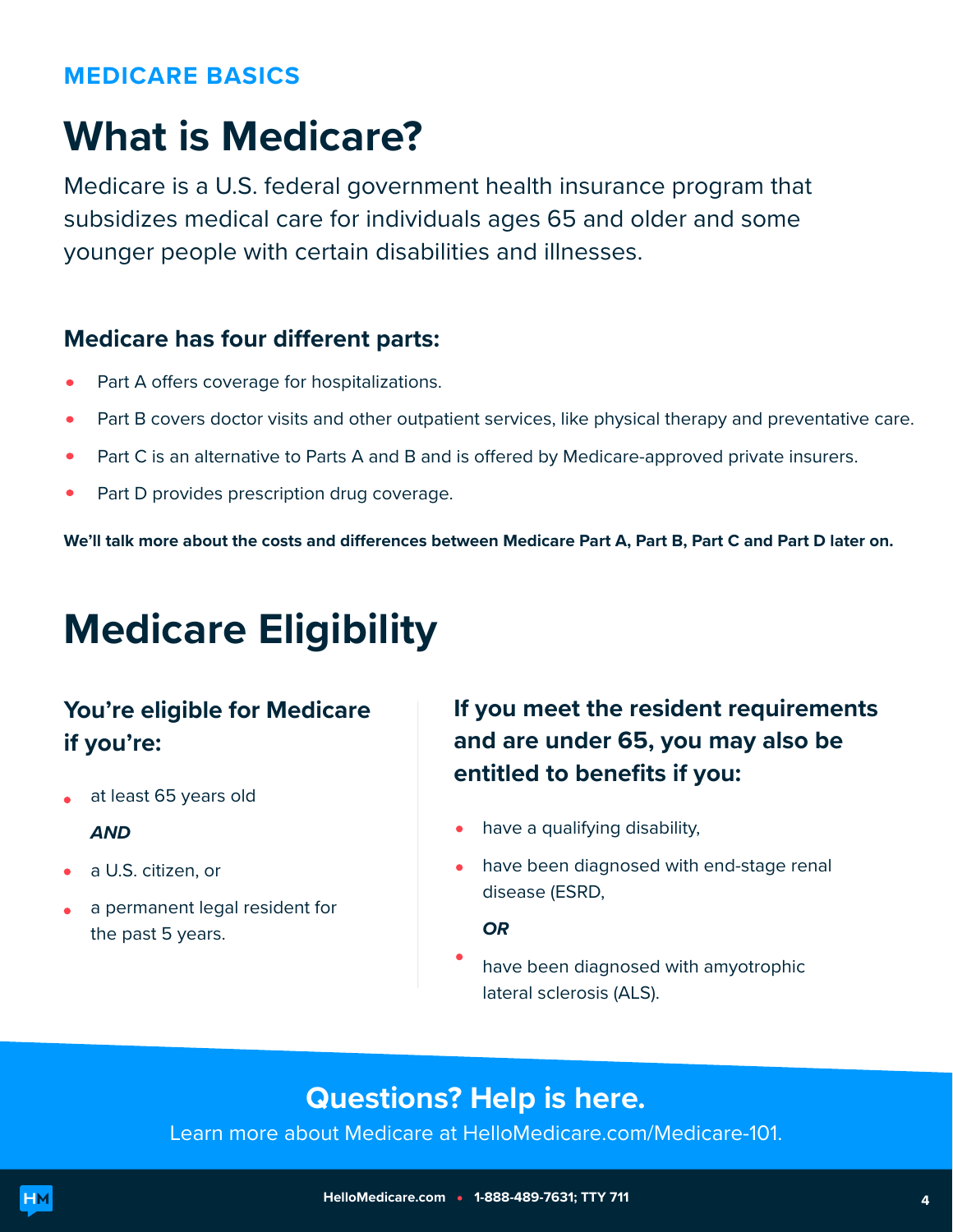MEDICARE BASICS

# What is Medicare?

Medicare is a U.S. federal government health insurance program that subsidizes medical care for individuals ages 65 and older and some younger people with certain disabilities and illnesses.

### Medicare has four different parts:

- Part A offers coverage for hospitalizations.
- Part B covers doctor visits and other outpatient services, like physical therapy and preventative care.
- Part C is an alternative to Parts A and B and is offered by Medicare-approved private insurers.
- Part D provides prescription drug coverage.

**We'll talk more about the costs and differences between Medicare Part A, Part B, Part C and Part D later on.**

# Medicare Eligibility

### You're eligible for Medicare if you're:

- at least 65 years old

  ***AND***

- a U.S. citizen, or
- a permanent legal resident for the past 5 years.

### If you meet the resident requirements and are under 65, you may also be entitled to benefits if you:

- have a qualifying disability,
- have been diagnosed with end-stage renal disease (ESRD,

  ***OR***

- have been diagnosed with amyotrophic lateral sclerosis (ALS).

## Questions? Help is here.

Learn more about Medicare at HelloMedicare.com/Medicare-101.

HelloMedicare.com • 1-888-489-7631; TTY 711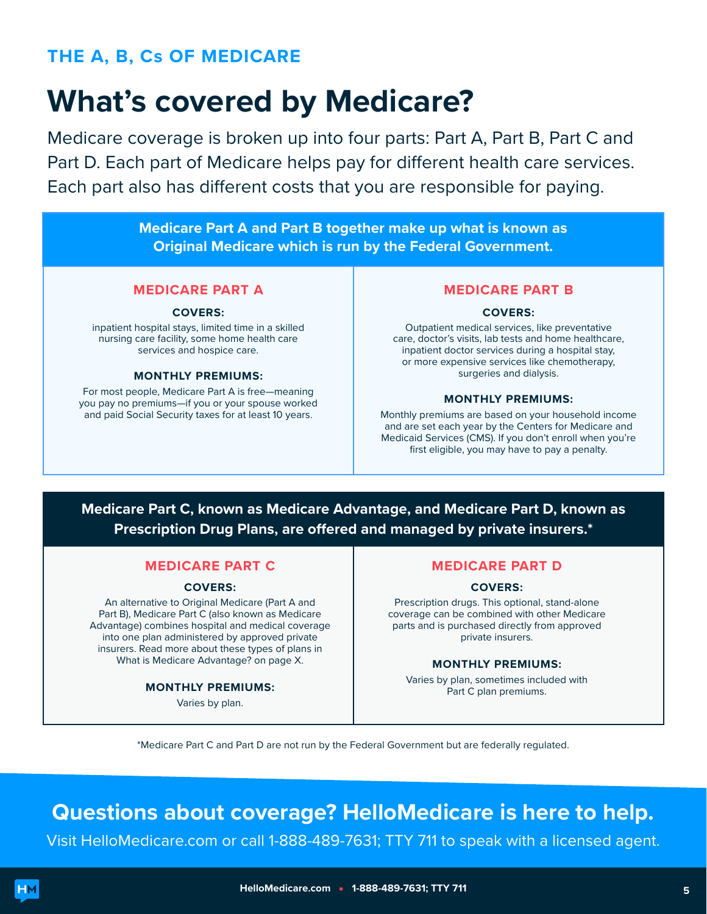THE A, B, Cs OF MEDICARE

# What's covered by Medicare?

Medicare coverage is broken up into four parts: Part A, Part B, Part C and Part D. Each part of Medicare helps pay for different health care services. Each part also has different costs that you are responsible for paying.

**Medicare Part A and Part B together make up what is known as Original Medicare which is run by the Federal Government.**

## MEDICARE PART A

**COVERS:**

inpatient hospital stays, limited time in a skilled nursing care facility, some home health care services and hospice care.

**MONTHLY PREMIUMS:**

For most people, Medicare Part A is free—meaning you pay no premiums—if you or your spouse worked and paid Social Security taxes for at least 10 years.

## MEDICARE PART B

**COVERS:**

Outpatient medical services, like preventative care, doctor's visits, lab tests and home healthcare, inpatient doctor services during a hospital stay, or more expensive services like chemotherapy, surgeries and dialysis.

**MONTHLY PREMIUMS:**

Monthly premiums are based on your household income and are set each year by the Centers for Medicare and Medicaid Services (CMS). If you don't enroll when you're first eligible, you may have to pay a penalty.

**Medicare Part C, known as Medicare Advantage, and Medicare Part D, known as Prescription Drug Plans, are offered and managed by private insurers.***

## MEDICARE PART C

**COVERS:**

An alternative to Original Medicare (Part A and Part B), Medicare Part C (also known as Medicare Advantage) combines hospital and medical coverage into one plan administered by approved private insurers. Read more about these types of plans in What is Medicare Advantage? on page X.

**MONTHLY PREMIUMS:**

Varies by plan.

## MEDICARE PART D

**COVERS:**

Prescription drugs. This optional, stand-alone coverage can be combined with other Medicare parts and is purchased directly from approved private insurers.

**MONTHLY PREMIUMS:**

Varies by plan, sometimes included with Part C plan premiums.

*Medicare Part C and Part D are not run by the Federal Government but are federally regulated.

## Questions about coverage? HelloMedicare is here to help.

Visit HelloMedicare.com or call 1-888-489-7631; TTY 711 to speak with a licensed agent.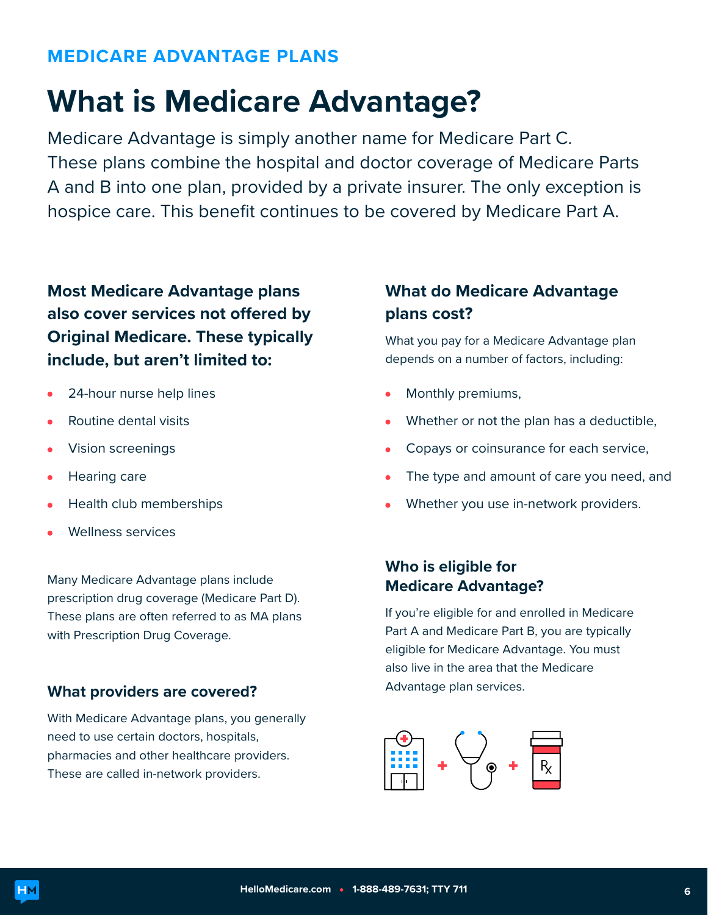MEDICARE ADVANTAGE PLANS

# What is Medicare Advantage?

Medicare Advantage is simply another name for Medicare Part C. These plans combine the hospital and doctor coverage of Medicare Parts A and B into one plan, provided by a private insurer. The only exception is hospice care. This benefit continues to be covered by Medicare Part A.

### Most Medicare Advantage plans also cover services not offered by Original Medicare. These typically include, but aren't limited to:

- 24-hour nurse help lines
- Routine dental visits
- Vision screenings
- Hearing care
- Health club memberships
- Wellness services

Many Medicare Advantage plans include prescription drug coverage (Medicare Part D). These plans are often referred to as MA plans with Prescription Drug Coverage.

### What providers are covered?

With Medicare Advantage plans, you generally need to use certain doctors, hospitals, pharmacies and other healthcare providers. These are called in-network providers.

### What do Medicare Advantage plans cost?

What you pay for a Medicare Advantage plan depends on a number of factors, including:

- Monthly premiums,
- Whether or not the plan has a deductible,
- Copays or coinsurance for each service,
- The type and amount of care you need, and
- Whether you use in-network providers.

### Who is eligible for Medicare Advantage?

If you're eligible for and enrolled in Medicare Part A and Medicare Part B, you are typically eligible for Medicare Advantage. You must also live in the area that the Medicare Advantage plan services.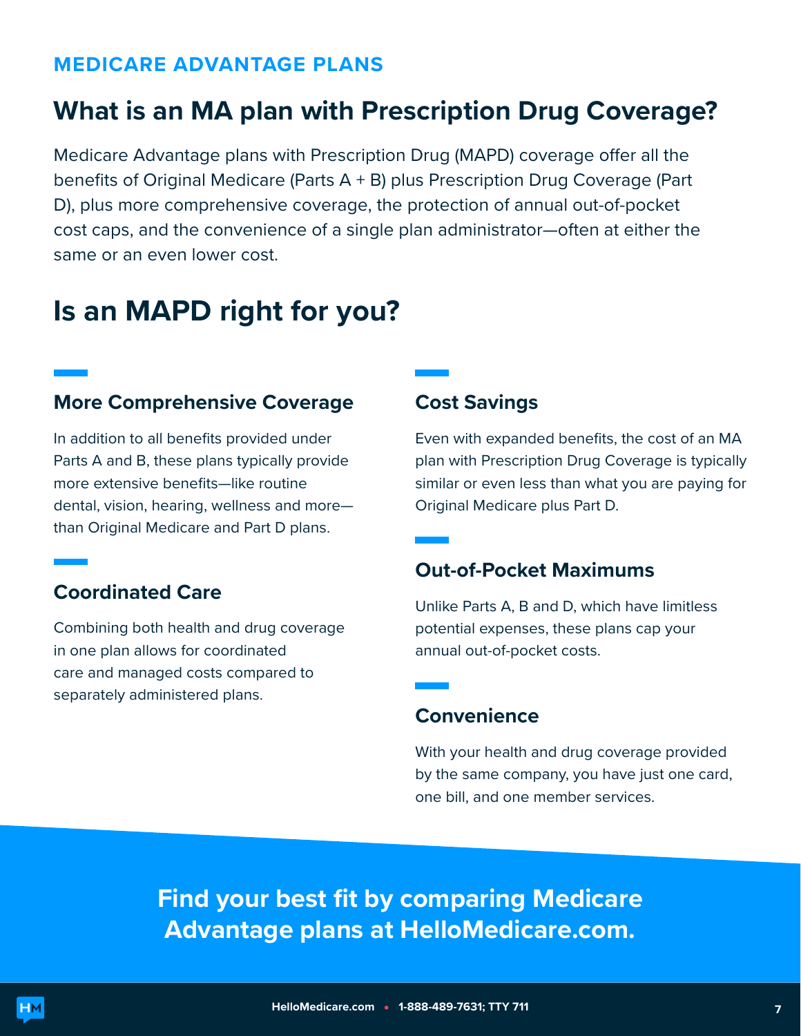MEDICARE ADVANTAGE PLANS

# What is an MA plan with Prescription Drug Coverage?

Medicare Advantage plans with Prescription Drug (MAPD) coverage offer all the benefits of Original Medicare (Parts A + B) plus Prescription Drug Coverage (Part D), plus more comprehensive coverage, the protection of annual out-of-pocket cost caps, and the convenience of a single plan administrator—often at either the same or an even lower cost.

# Is an MAPD right for you?

### More Comprehensive Coverage

In addition to all benefits provided under Parts A and B, these plans typically provide more extensive benefits—like routine dental, vision, hearing, wellness and more—than Original Medicare and Part D plans.

### Coordinated Care

Combining both health and drug coverage in one plan allows for coordinated care and managed costs compared to separately administered plans.

### Cost Savings

Even with expanded benefits, the cost of an MA plan with Prescription Drug Coverage is typically similar or even less than what you are paying for Original Medicare plus Part D.

### Out-of-Pocket Maximums

Unlike Parts A, B and D, which have limitless potential expenses, these plans cap your annual out-of-pocket costs.

### Convenience

With your health and drug coverage provided by the same company, you have just one card, one bill, and one member services.

**Find your best fit by comparing Medicare Advantage plans at HelloMedicare.com.**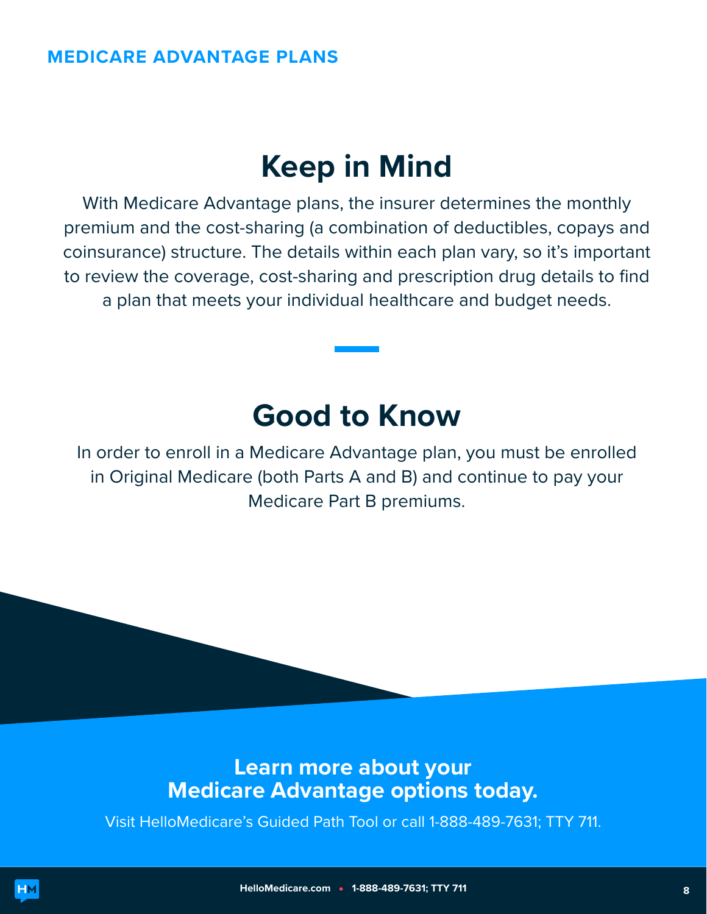## Keep in Mind

With Medicare Advantage plans, the insurer determines the monthly premium and the cost-sharing (a combination of deductibles, copays and coinsurance) structure. The details within each plan vary, so it's important to review the coverage, cost-sharing and prescription drug details to find a plan that meets your individual healthcare and budget needs.

## Good to Know

In order to enroll in a Medicare Advantage plan, you must be enrolled in Original Medicare (both Parts A and B) and continue to pay your Medicare Part B premiums.

**Learn more about your Medicare Advantage options today.**

Visit HelloMedicare's Guided Path Tool or call 1-888-489-7631; TTY 711.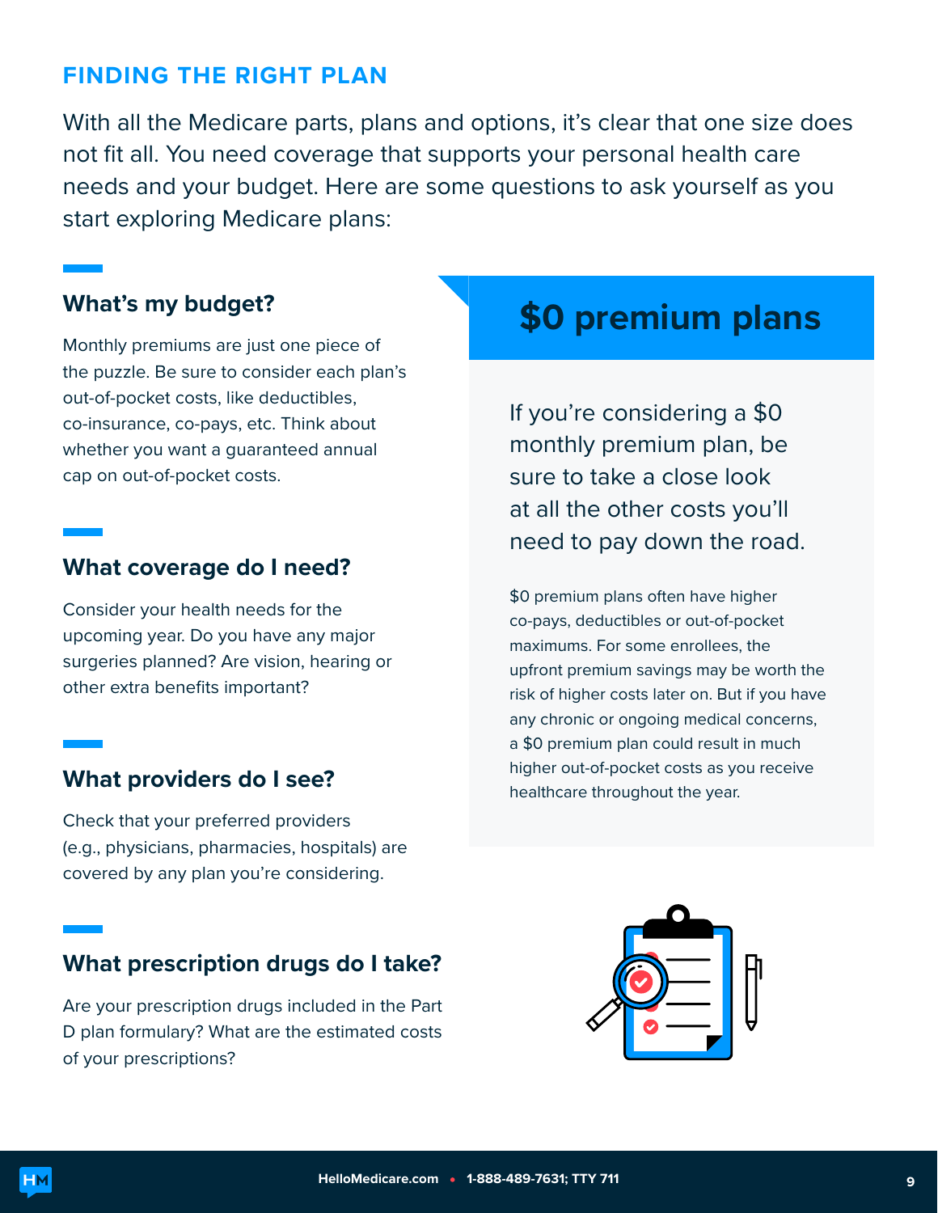## FINDING THE RIGHT PLAN

With all the Medicare parts, plans and options, it's clear that one size does not fit all. You need coverage that supports your personal health care needs and your budget. Here are some questions to ask yourself as you start exploring Medicare plans:

### What's my budget?

Monthly premiums are just one piece of the puzzle. Be sure to consider each plan's out-of-pocket costs, like deductibles, co-insurance, co-pays, etc. Think about whether you want a guaranteed annual cap on out-of-pocket costs.

### What coverage do I need?

Consider your health needs for the upcoming year. Do you have any major surgeries planned? Are vision, hearing or other extra benefits important?

### What providers do I see?

Check that your preferred providers (e.g., physicians, pharmacies, hospitals) are covered by any plan you're considering.

### What prescription drugs do I take?

Are your prescription drugs included in the Part D plan formulary? What are the estimated costs of your prescriptions?

## $0 premium plans

If you're considering a $0 monthly premium plan, be sure to take a close look at all the other costs you'll need to pay down the road.

$0 premium plans often have higher co-pays, deductibles or out-of-pocket maximums. For some enrollees, the upfront premium savings may be worth the risk of higher costs later on. But if you have any chronic or ongoing medical concerns, a $0 premium plan could result in much higher out-of-pocket costs as you receive healthcare throughout the year.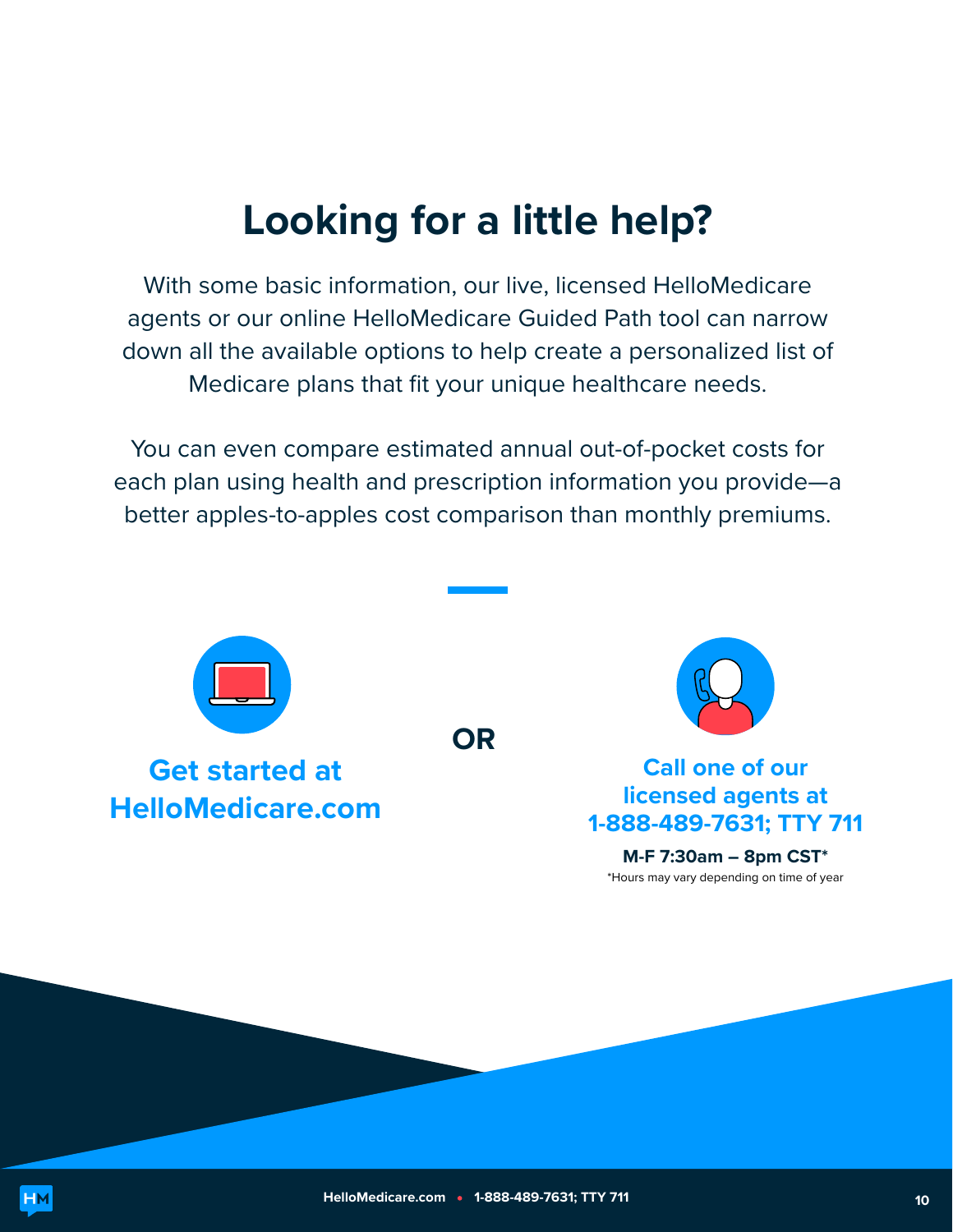# Looking for a little help?

With some basic information, our live, licensed HelloMedicare agents or our online HelloMedicare Guided Path tool can narrow down all the available options to help create a personalized list of Medicare plans that fit your unique healthcare needs.

You can even compare estimated annual out-of-pocket costs for each plan using health and prescription information you provide—a better apples-to-apples cost comparison than monthly premiums.

**Get started at HelloMedicare.com**

**OR**

**Call one of our licensed agents at 1-888-489-7631; TTY 711**

**M-F 7:30am – 8pm CST***

*Hours may vary depending on time of year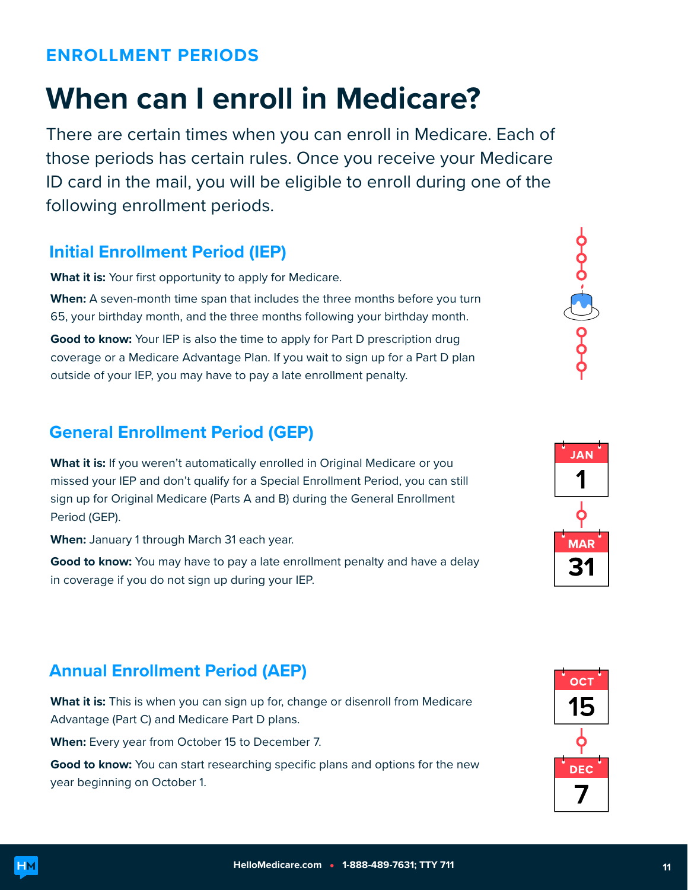ENROLLMENT PERIODS

# When can I enroll in Medicare?

There are certain times when you can enroll in Medicare. Each of those periods has certain rules. Once you receive your Medicare ID card in the mail, you will be eligible to enroll during one of the following enrollment periods.

## Initial Enrollment Period (IEP)

**What it is:** Your first opportunity to apply for Medicare.

**When:** A seven-month time span that includes the three months before you turn 65, your birthday month, and the three months following your birthday month.

**Good to know:** Your IEP is also the time to apply for Part D prescription drug coverage or a Medicare Advantage Plan. If you wait to sign up for a Part D plan outside of your IEP, you may have to pay a late enrollment penalty.

## General Enrollment Period (GEP)

**What it is:** If you weren't automatically enrolled in Original Medicare or you missed your IEP and don't qualify for a Special Enrollment Period, you can still sign up for Original Medicare (Parts A and B) during the General Enrollment Period (GEP).

**When:** January 1 through March 31 each year.

**Good to know:** You may have to pay a late enrollment penalty and have a delay in coverage if you do not sign up during your IEP.

JAN 1 – MAR 31

## Annual Enrollment Period (AEP)

**What it is:** This is when you can sign up for, change or disenroll from Medicare Advantage (Part C) and Medicare Part D plans.

**When:** Every year from October 15 to December 7.

**Good to know:** You can start researching specific plans and options for the new year beginning on October 1.

OCT 15 – DEC 7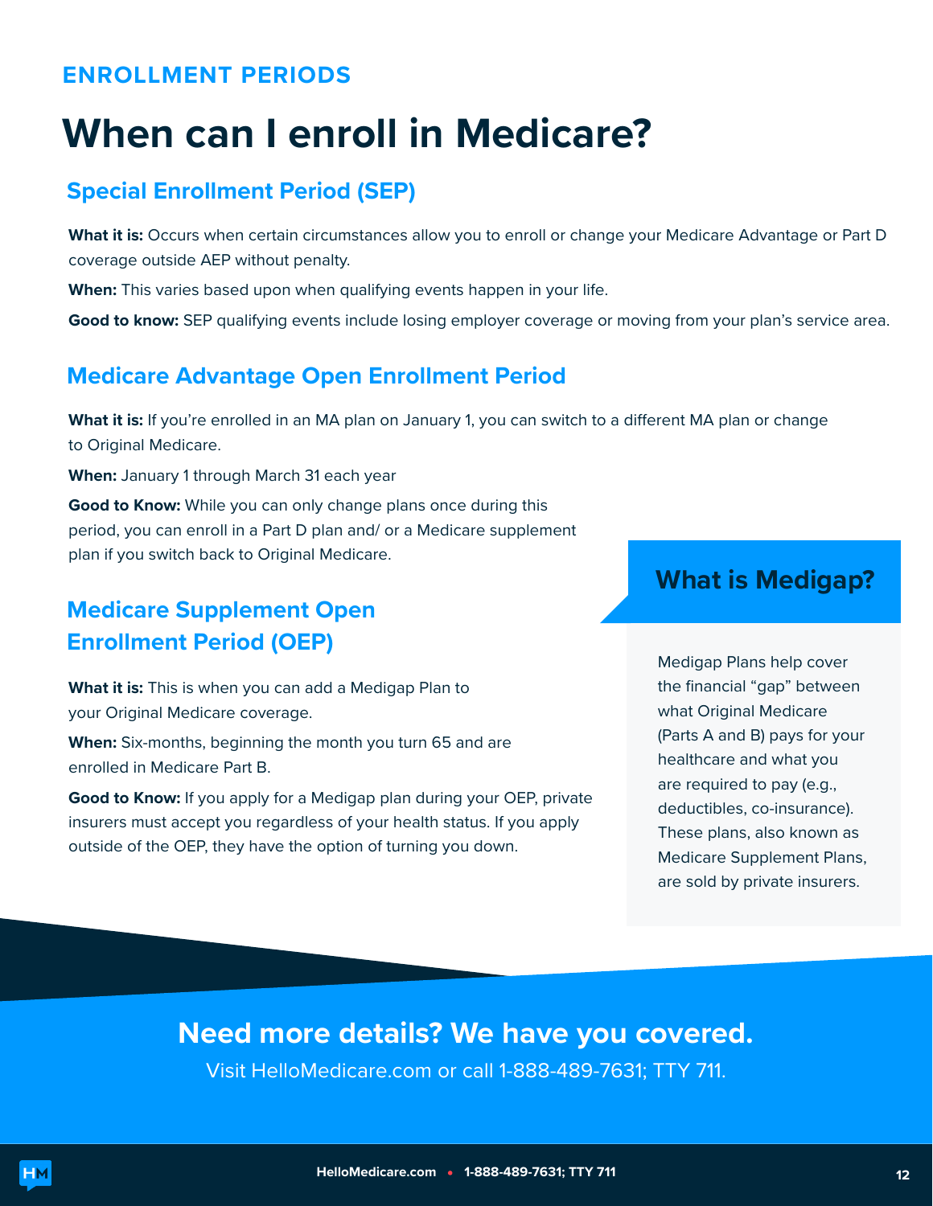ENROLLMENT PERIODS

# When can I enroll in Medicare?

## Special Enrollment Period (SEP)

**What it is:** Occurs when certain circumstances allow you to enroll or change your Medicare Advantage or Part D coverage outside AEP without penalty.

**When:** This varies based upon when qualifying events happen in your life.

**Good to know:** SEP qualifying events include losing employer coverage or moving from your plan's service area.

## Medicare Advantage Open Enrollment Period

**What it is:** If you're enrolled in an MA plan on January 1, you can switch to a different MA plan or change to Original Medicare.

**When:** January 1 through March 31 each year

**Good to Know:** While you can only change plans once during this period, you can enroll in a Part D plan and/ or a Medicare supplement plan if you switch back to Original Medicare.

## Medicare Supplement Open Enrollment Period (OEP)

**What it is:** This is when you can add a Medigap Plan to your Original Medicare coverage.

**When:** Six-months, beginning the month you turn 65 and are enrolled in Medicare Part B.

**Good to Know:** If you apply for a Medigap plan during your OEP, private insurers must accept you regardless of your health status. If you apply outside of the OEP, they have the option of turning you down.

### What is Medigap?

Medigap Plans help cover the financial "gap" between what Original Medicare (Parts A and B) pays for your healthcare and what you are required to pay (e.g., deductibles, co-insurance). These plans, also known as Medicare Supplement Plans, are sold by private insurers.

## Need more details? We have you covered.

Visit HelloMedicare.com or call 1-888-489-7631; TTY 711.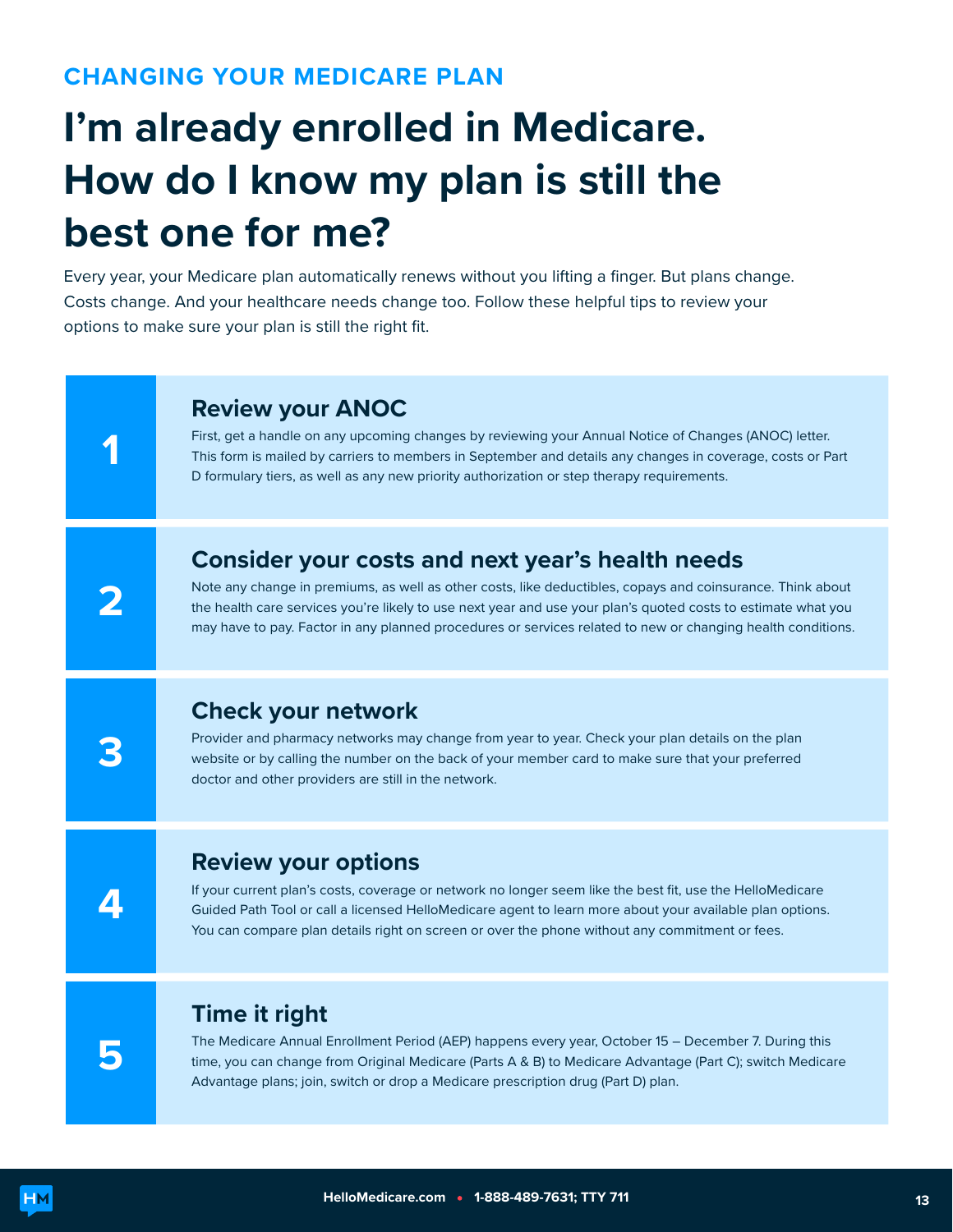## CHANGING YOUR MEDICARE PLAN

# I'm already enrolled in Medicare. How do I know my plan is still the best one for me?

Every year, your Medicare plan automatically renews without you lifting a finger. But plans change. Costs change. And your healthcare needs change too. Follow these helpful tips to review your options to make sure your plan is still the right fit.

### 1 Review your ANOC

First, get a handle on any upcoming changes by reviewing your Annual Notice of Changes (ANOC) letter. This form is mailed by carriers to members in September and details any changes in coverage, costs or Part D formulary tiers, as well as any new priority authorization or step therapy requirements.

### 2 Consider your costs and next year's health needs

Note any change in premiums, as well as other costs, like deductibles, copays and coinsurance. Think about the health care services you're likely to use next year and use your plan's quoted costs to estimate what you may have to pay. Factor in any planned procedures or services related to new or changing health conditions.

### 3 Check your network

Provider and pharmacy networks may change from year to year. Check your plan details on the plan website or by calling the number on the back of your member card to make sure that your preferred doctor and other providers are still in the network.

### 4 Review your options

If your current plan's costs, coverage or network no longer seem like the best fit, use the HelloMedicare Guided Path Tool or call a licensed HelloMedicare agent to learn more about your available plan options. You can compare plan details right on screen or over the phone without any commitment or fees.

### 5 Time it right

The Medicare Annual Enrollment Period (AEP) happens every year, October 15 – December 7. During this time, you can change from Original Medicare (Parts A & B) to Medicare Advantage (Part C); switch Medicare Advantage plans; join, switch or drop a Medicare prescription drug (Part D) plan.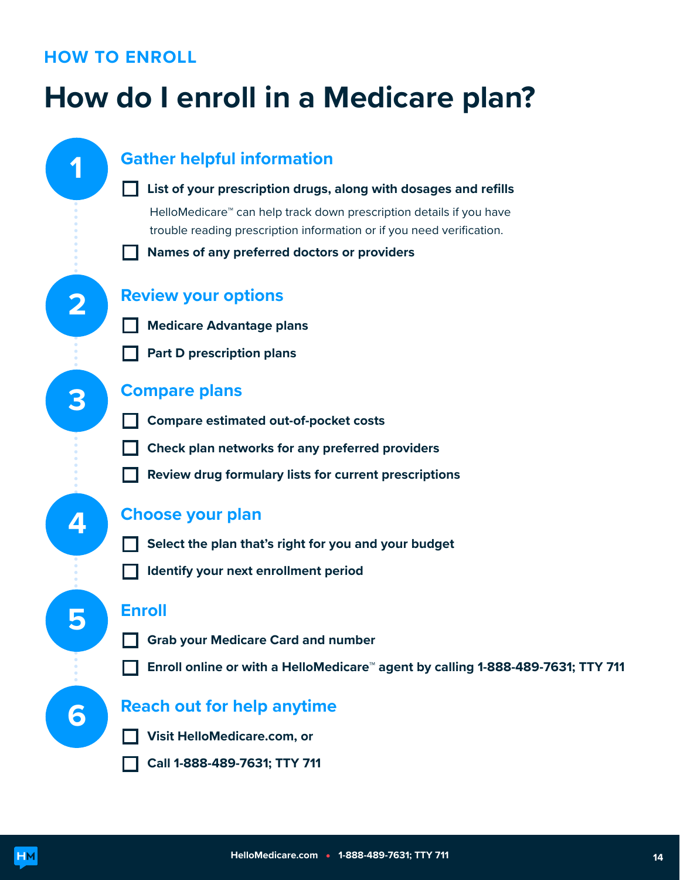HOW TO ENROLL

# How do I enroll in a Medicare plan?

## 1 Gather helpful information

- [ ] **List of your prescription drugs, along with dosages and refills**

  HelloMedicare™ can help track down prescription details if you have trouble reading prescription information or if you need verification.

- [ ] **Names of any preferred doctors or providers**

## 2 Review your options

- [ ] **Medicare Advantage plans**
- [ ] **Part D prescription plans**

## 3 Compare plans

- [ ] **Compare estimated out-of-pocket costs**
- [ ] **Check plan networks for any preferred providers**
- [ ] **Review drug formulary lists for current prescriptions**

## 4 Choose your plan

- [ ] **Select the plan that's right for you and your budget**
- [ ] **Identify your next enrollment period**

## 5 Enroll

- [ ] **Grab your Medicare Card and number**
- [ ] **Enroll online or with a HelloMedicare™ agent by calling 1-888-489-7631; TTY 711**

## 6 Reach out for help anytime

- [ ] **Visit HelloMedicare.com, or**
- [ ] **Call 1-888-489-7631; TTY 711**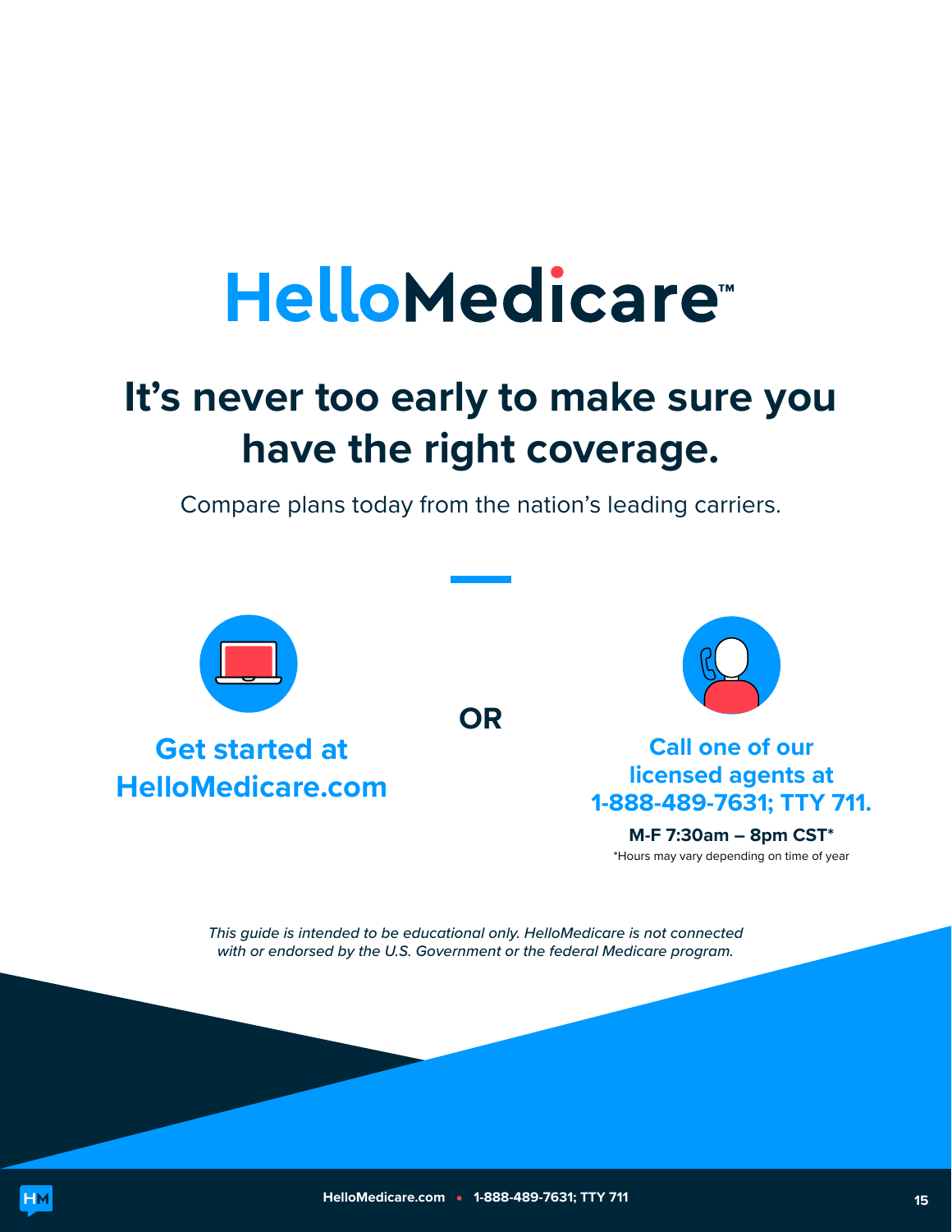# HelloMedicare™

## It's never too early to make sure you have the right coverage.

Compare plans today from the nation's leading carriers.

**Get started at HelloMedicare.com**

**OR**

**Call one of our licensed agents at 1-888-489-7631; TTY 711.**

**M-F 7:30am – 8pm CST***

*Hours may vary depending on time of year

*This guide is intended to be educational only. HelloMedicare is not connected with or endorsed by the U.S. Government or the federal Medicare program.*